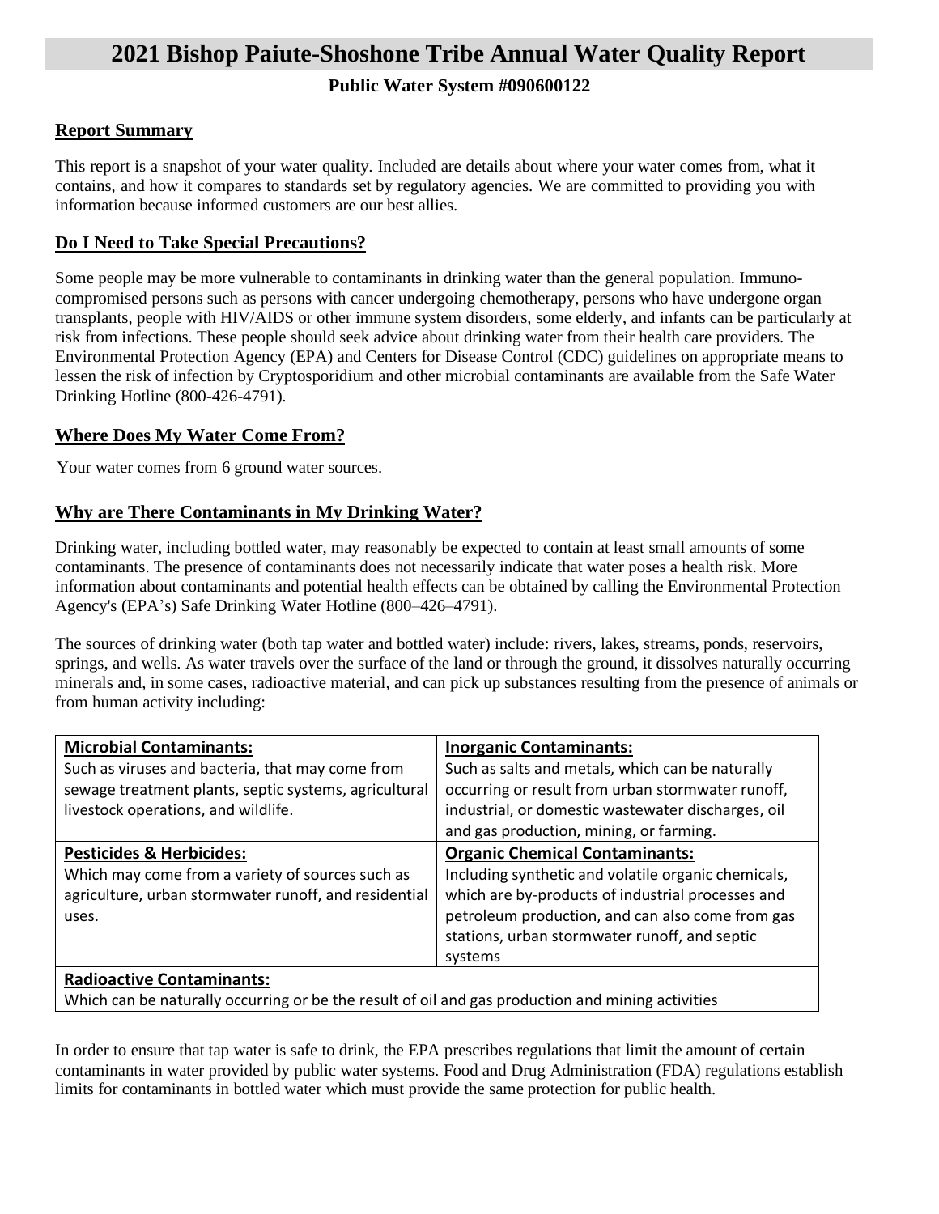# 2021 Bishop Paiute-Shoshone Tribe Annual Water Quality Report

**Public Water System #090600122**

## Report Summary

This report is a snapshot of your water quality. Included are details about where your water comes from, what it contains, and how it compares to standards set by regulatory agencies. We are committed to providing you with information because informed customers are our best allies.

## Do I Need to Take Special Precautions?

Some people may be more vulnerable to contaminants in drinking water than the general population. Immuno-compromised persons such as persons with cancer undergoing chemotherapy, persons who have undergone organ transplants, people with HIV/AIDS or other immune system disorders, some elderly, and infants can be particularly at risk from infections. These people should seek advice about drinking water from their health care providers. The Environmental Protection Agency (EPA) and Centers for Disease Control (CDC) guidelines on appropriate means to lessen the risk of infection by Cryptosporidium and other microbial contaminants are available from the Safe Water Drinking Hotline (800-426-4791).

## Where Does My Water Come From?

Your water comes from 6 ground water sources.

## Why are There Contaminants in My Drinking Water?

Drinking water, including bottled water, may reasonably be expected to contain at least small amounts of some contaminants. The presence of contaminants does not necessarily indicate that water poses a health risk. More information about contaminants and potential health effects can be obtained by calling the Environmental Protection Agency's (EPA's) Safe Drinking Water Hotline (800–426–4791).

The sources of drinking water (both tap water and bottled water) include: rivers, lakes, streams, ponds, reservoirs, springs, and wells. As water travels over the surface of the land or through the ground, it dissolves naturally occurring minerals and, in some cases, radioactive material, and can pick up substances resulting from the presence of animals or from human activity including:

| **Microbial Contaminants:** Such as viruses and bacteria, that may come from sewage treatment plants, septic systems, agricultural livestock operations, and wildlife. | **Inorganic Contaminants:** Such as salts and metals, which can be naturally occurring or result from urban stormwater runoff, industrial, or domestic wastewater discharges, oil and gas production, mining, or farming. |
|---|---|
| **Pesticides & Herbicides:** Which may come from a variety of sources such as agriculture, urban stormwater runoff, and residential uses. | **Organic Chemical Contaminants:** Including synthetic and volatile organic chemicals, which are by-products of industrial processes and petroleum production, and can also come from gas stations, urban stormwater runoff, and septic systems |
| **Radioactive Contaminants:** Which can be naturally occurring or be the result of oil and gas production and mining activities | |

In order to ensure that tap water is safe to drink, the EPA prescribes regulations that limit the amount of certain contaminants in water provided by public water systems. Food and Drug Administration (FDA) regulations establish limits for contaminants in bottled water which must provide the same protection for public health.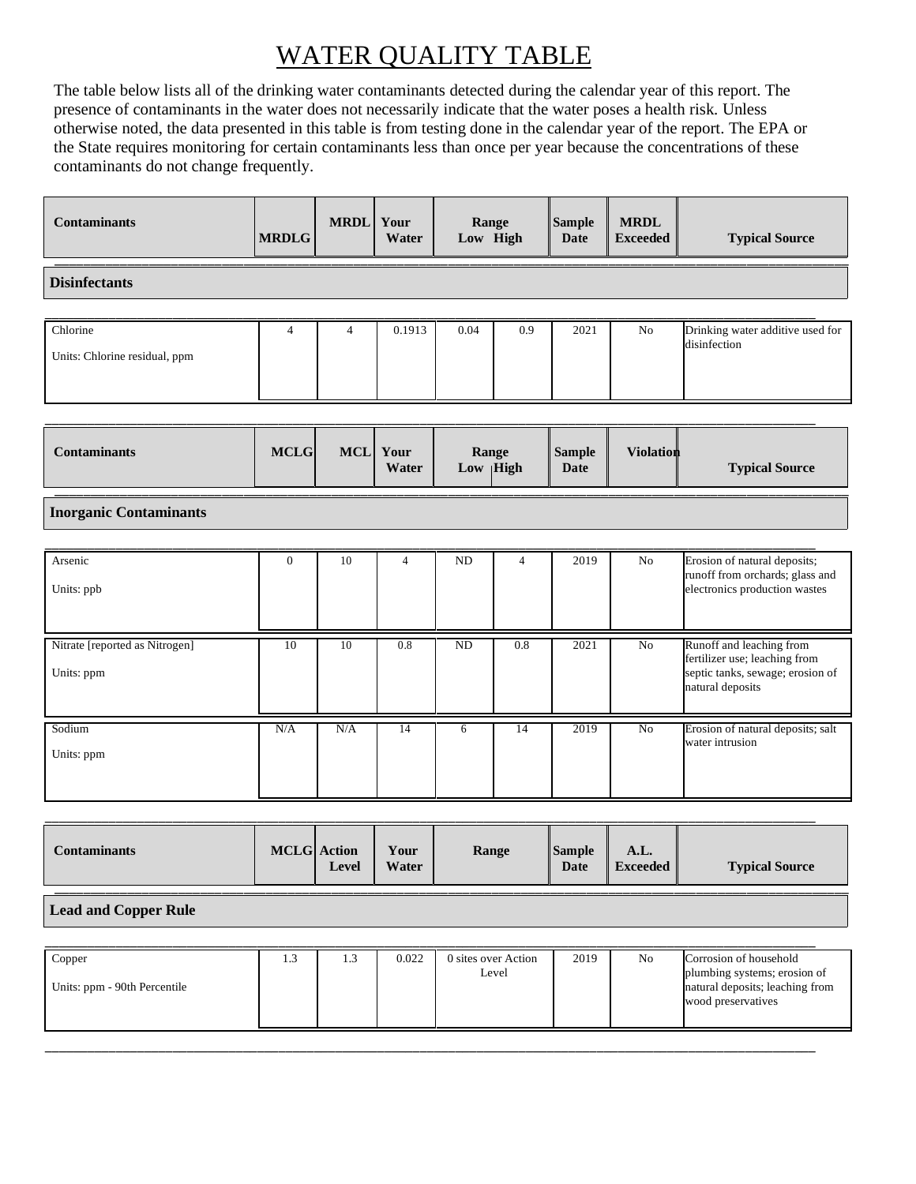# WATER QUALITY TABLE

The table below lists all of the drinking water contaminants detected during the calendar year of this report. The presence of contaminants in the water does not necessarily indicate that the water poses a health risk. Unless otherwise noted, the data presented in this table is from testing done in the calendar year of the report. The EPA or the State requires monitoring for certain contaminants less than once per year because the concentrations of these contaminants do not change frequently.

| Contaminants | MRDLG | MRDL | Your Water | Range Low | Range High | Sample Date | MRDL Exceeded | Typical Source |
|---|---|---|---|---|---|---|---|---|
| **Disinfectants** | | | | | | | | |
| Chlorine<br>Units: Chlorine residual, ppm | 4 | 4 | 0.1913 | 0.04 | 0.9 | 2021 | No | Drinking water additive used for disinfection |

| Contaminants | MCLG | MCL | Your Water | Range Low | Range High | Sample Date | Violation | Typical Source |
|---|---|---|---|---|---|---|---|---|
| **Inorganic Contaminants** | | | | | | | | |
| Arsenic<br>Units: ppb | 0 | 10 | 4 | ND | 4 | 2019 | No | Erosion of natural deposits; runoff from orchards; glass and electronics production wastes |
| Nitrate [reported as Nitrogen]<br>Units: ppm | 10 | 10 | 0.8 | ND | 0.8 | 2021 | No | Runoff and leaching from fertilizer use; leaching from septic tanks, sewage; erosion of natural deposits |
| Sodium<br>Units: ppm | N/A | N/A | 14 | 6 | 14 | 2019 | No | Erosion of natural deposits; salt water intrusion |

| Contaminants | MCLG | Action Level | Your Water | Range | Sample Date | A.L. Exceeded | Typical Source |
|---|---|---|---|---|---|---|---|
| **Lead and Copper Rule** | | | | | | | |
| Copper<br>Units: ppm - 90th Percentile | 1.3 | 1.3 | 0.022 | 0 sites over Action Level | 2019 | No | Corrosion of household plumbing systems; erosion of natural deposits; leaching from wood preservatives |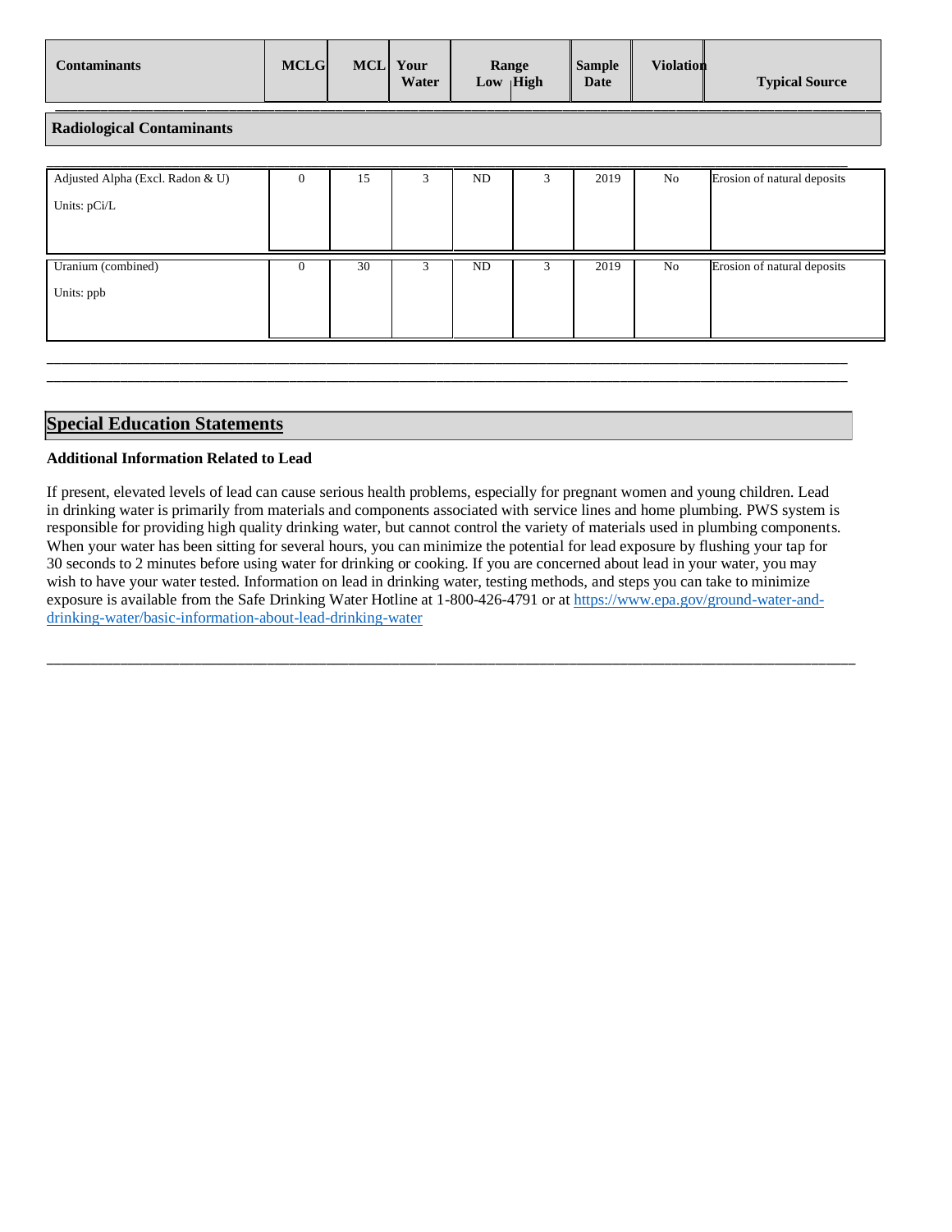| Contaminants | MCLG | MCL | Your Water | Range Low | Range High | Sample Date | Violation | Typical Source |
|---|---|---|---|---|---|---|---|---|
| **Radiological Contaminants** | | | | | | | | |
| Adjusted Alpha (Excl. Radon & U)<br>Units: pCi/L | 0 | 15 | 3 | ND | 3 | 2019 | No | Erosion of natural deposits |
| Uranium (combined)<br>Units: ppb | 0 | 30 | 3 | ND | 3 | 2019 | No | Erosion of natural deposits |

## Special Education Statements

**Additional Information Related to Lead**

If present, elevated levels of lead can cause serious health problems, especially for pregnant women and young children. Lead in drinking water is primarily from materials and components associated with service lines and home plumbing. PWS system is responsible for providing high quality drinking water, but cannot control the variety of materials used in plumbing components. When your water has been sitting for several hours, you can minimize the potential for lead exposure by flushing your tap for 30 seconds to 2 minutes before using water for drinking or cooking. If you are concerned about lead in your water, you may wish to have your water tested. Information on lead in drinking water, testing methods, and steps you can take to minimize exposure is available from the Safe Drinking Water Hotline at 1-800-426-4791 or at https://www.epa.gov/ground-water-and-drinking-water/basic-information-about-lead-drinking-water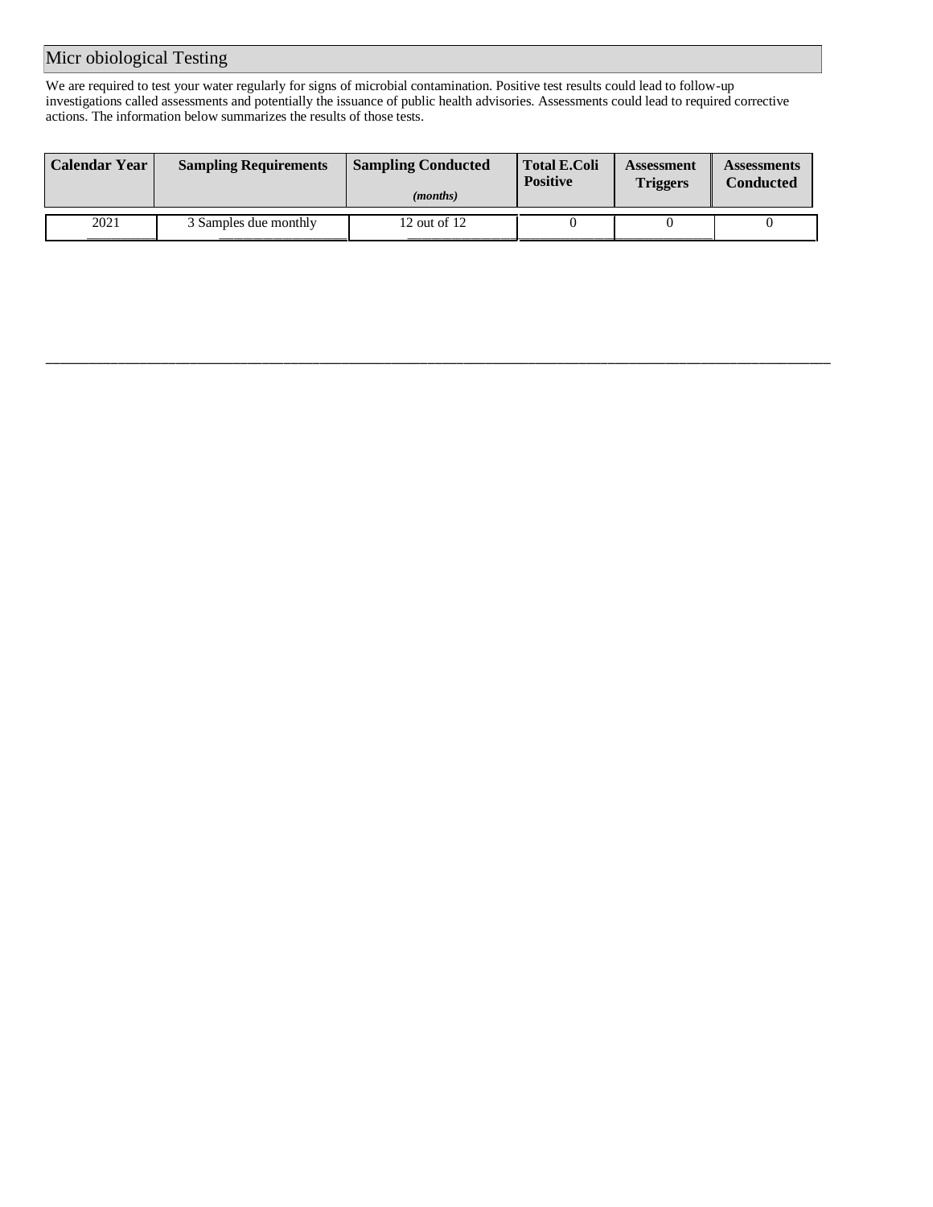## Micr obiological Testing

We are required to test your water regularly for signs of microbial contamination. Positive test results could lead to follow-up investigations called assessments and potentially the issuance of public health advisories. Assessments could lead to required corrective actions. The information below summarizes the results of those tests.

| Calendar Year | Sampling Requirements | Sampling Conducted *(months)* | Total E.Coli Positive | Assessment Triggers | Assessments Conducted |
|---|---|---|---|---|---|
| 2021 | 3 Samples due monthly | 12 out of 12 | 0 | 0 | 0 |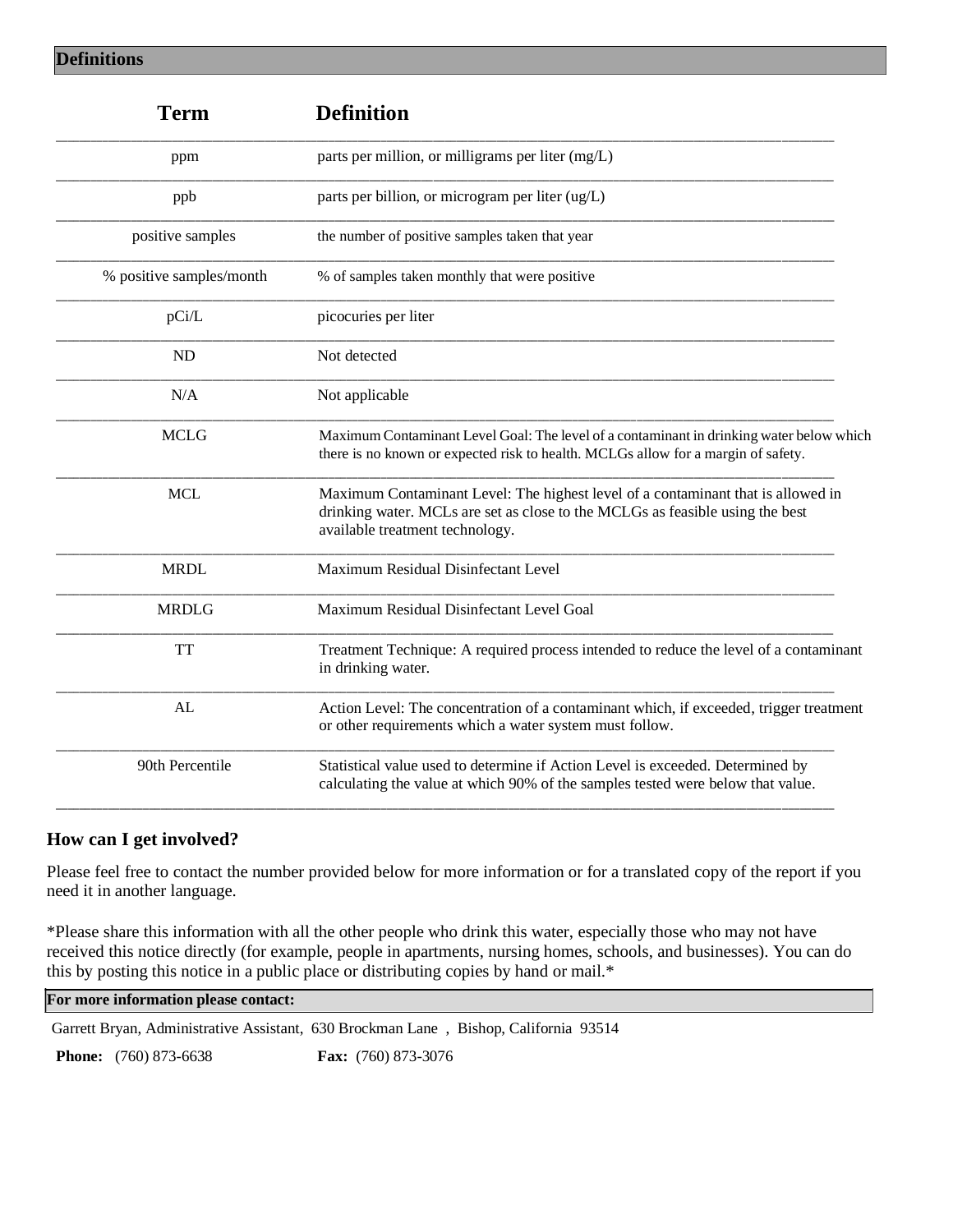## Definitions

| Term | Definition |
|---|---|
| ppm | parts per million, or milligrams per liter (mg/L) |
| ppb | parts per billion, or microgram per liter (ug/L) |
| positive samples | the number of positive samples taken that year |
| % positive samples/month | % of samples taken monthly that were positive |
| pCi/L | picocuries per liter |
| ND | Not detected |
| N/A | Not applicable |
| MCLG | Maximum Contaminant Level Goal: The level of a contaminant in drinking water below which there is no known or expected risk to health. MCLGs allow for a margin of safety. |
| MCL | Maximum Contaminant Level: The highest level of a contaminant that is allowed in drinking water. MCLs are set as close to the MCLGs as feasible using the best available treatment technology. |
| MRDL | Maximum Residual Disinfectant Level |
| MRDLG | Maximum Residual Disinfectant Level Goal |
| TT | Treatment Technique: A required process intended to reduce the level of a contaminant in drinking water. |
| AL | Action Level: The concentration of a contaminant which, if exceeded, trigger treatment or other requirements which a water system must follow. |
| 90th Percentile | Statistical value used to determine if Action Level is exceeded. Determined by calculating the value at which 90% of the samples tested were below that value. |

## How can I get involved?

Please feel free to contact the number provided below for more information or for a translated copy of the report if you need it in another language.

*Please share this information with all the other people who drink this water, especially those who may not have received this notice directly (for example, people in apartments, nursing homes, schools, and businesses). You can do this by posting this notice in a public place or distributing copies by hand or mail.*

**For more information please contact:**

Garrett Bryan, Administrative Assistant, 630 Brockman Lane , Bishop, California 93514

**Phone:** (760) 873-6638 **Fax:** (760) 873-3076